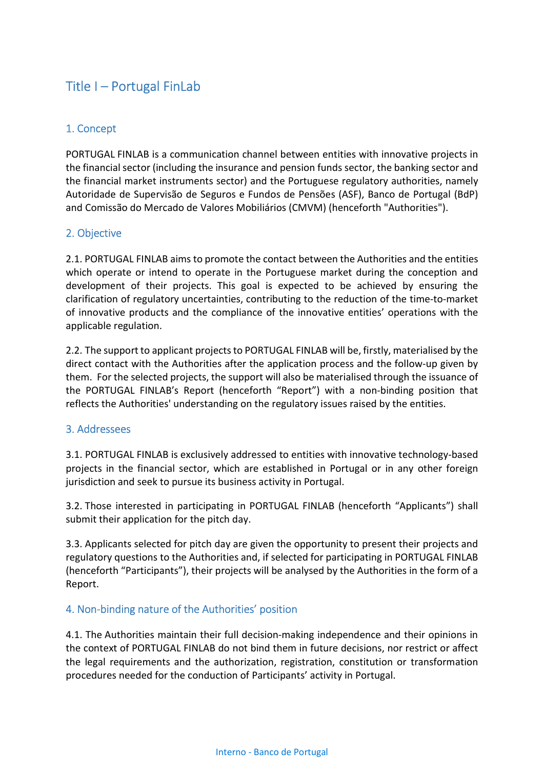# Title I – Portugal FinLab

## 1. Concept

PORTUGAL FINLAB is a communication channel between entities with innovative projects in the financial sector (including the insurance and pension funds sector, the banking sector and the financial market instruments sector) and the Portuguese regulatory authorities, namely Autoridade de Supervisão de Seguros e Fundos de Pensões (ASF), Banco de Portugal (BdP) and Comissão do Mercado de Valores Mobiliários (CMVM) (henceforth "Authorities").

## 2. Objective

2.1. PORTUGAL FINLAB aims to promote the contact between the Authorities and the entities which operate or intend to operate in the Portuguese market during the conception and development of their projects. This goal is expected to be achieved by ensuring the clarification of regulatory uncertainties, contributing to the reduction of the time-to-market of innovative products and the compliance of the innovative entities' operations with the applicable regulation.

2.2. The support to applicant projects to PORTUGAL FINLAB will be, firstly, materialised by the direct contact with the Authorities after the application process and the follow-up given by them. For the selected projects, the support will also be materialised through the issuance of the PORTUGAL FINLAB's Report (henceforth "Report") with a non-binding position that reflects the Authorities' understanding on the regulatory issues raised by the entities.

## 3. Addressees

3.1. PORTUGAL FINLAB is exclusively addressed to entities with innovative technology-based projects in the financial sector, which are established in Portugal or in any other foreign jurisdiction and seek to pursue its business activity in Portugal.

3.2. Those interested in participating in PORTUGAL FINLAB (henceforth "Applicants") shall submit their application for the pitch day.

3.3. Applicants selected for pitch day are given the opportunity to present their projects and regulatory questions to the Authorities and, if selected for participating in PORTUGAL FINLAB (henceforth "Participants"), their projects will be analysed by the Authorities in the form of a Report.

## 4. Non-binding nature of the Authorities' position

4.1. The Authorities maintain their full decision-making independence and their opinions in the context of PORTUGAL FINLAB do not bind them in future decisions, nor restrict or affect the legal requirements and the authorization, registration, constitution or transformation procedures needed for the conduction of Participants' activity in Portugal.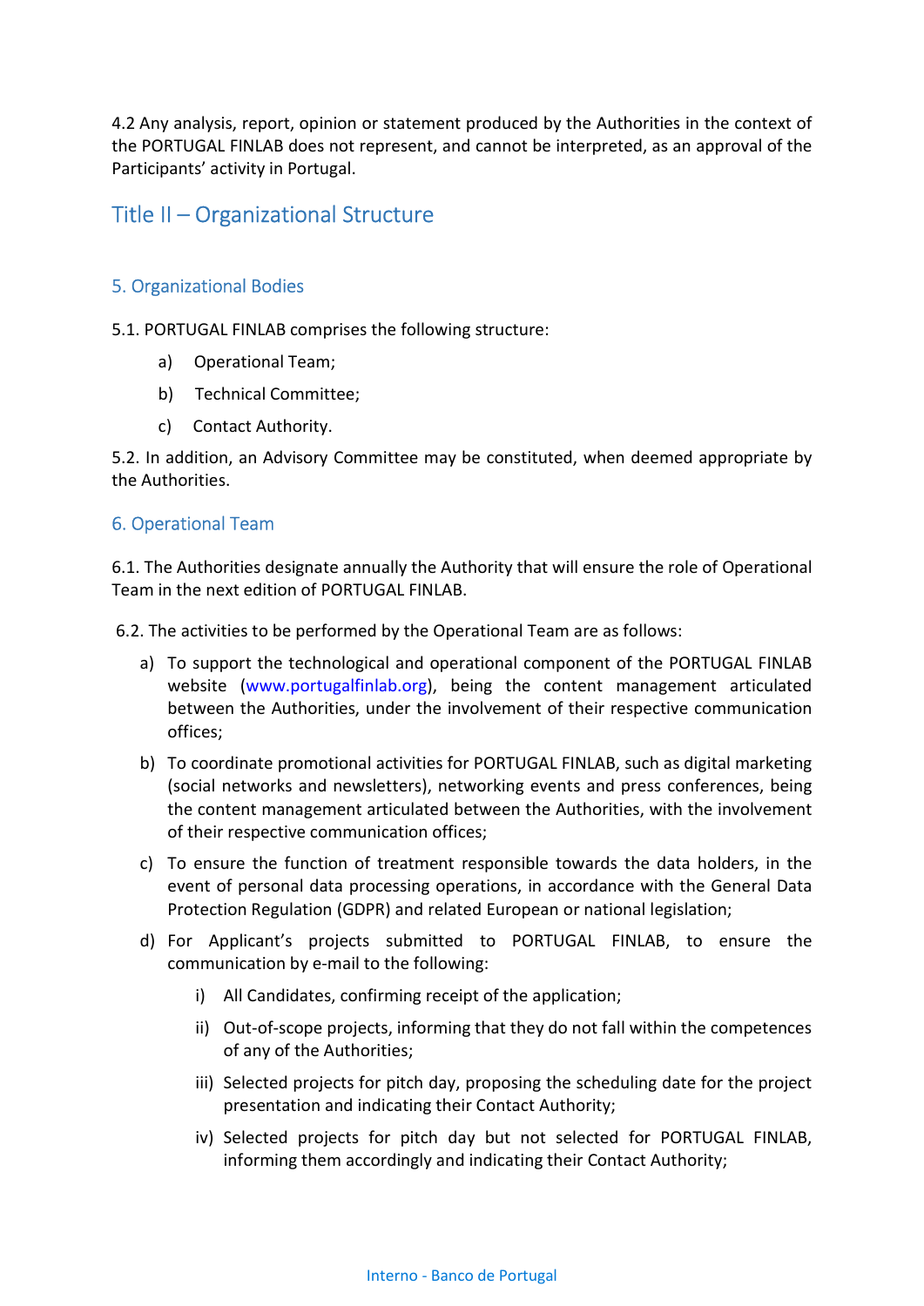4.2 Any analysis, report, opinion or statement produced by the Authorities in the context of the PORTUGAL FINLAB does not represent, and cannot be interpreted, as an approval of the Participants' activity in Portugal.

# Title II – Organizational Structure

## 5. Organizational Bodies

5.1. PORTUGAL FINLAB comprises the following structure:

a) Operational Team;

b) Technical Committee;

c) Contact Authority.

5.2. In addition, an Advisory Committee may be constituted, when deemed appropriate by the Authorities.

## 6. Operational Team

6.1. The Authorities designate annually the Authority that will ensure the role of Operational Team in the next edition of PORTUGAL FINLAB.

6.2. The activities to be performed by the Operational Team are as follows:

a) To support the technological and operational component of the PORTUGAL FINLAB website (www.portugalfinlab.org), being the content management articulated between the Authorities, under the involvement of their respective communication offices;

b) To coordinate promotional activities for PORTUGAL FINLAB, such as digital marketing (social networks and newsletters), networking events and press conferences, being the content management articulated between the Authorities, with the involvement of their respective communication offices;

c) To ensure the function of treatment responsible towards the data holders, in the event of personal data processing operations, in accordance with the General Data Protection Regulation (GDPR) and related European or national legislation;

d) For Applicant's projects submitted to PORTUGAL FINLAB, to ensure the communication by e-mail to the following:

   i) All Candidates, confirming receipt of the application;

   ii) Out-of-scope projects, informing that they do not fall within the competences of any of the Authorities;

   iii) Selected projects for pitch day, proposing the scheduling date for the project presentation and indicating their Contact Authority;

   iv) Selected projects for pitch day but not selected for PORTUGAL FINLAB, informing them accordingly and indicating their Contact Authority;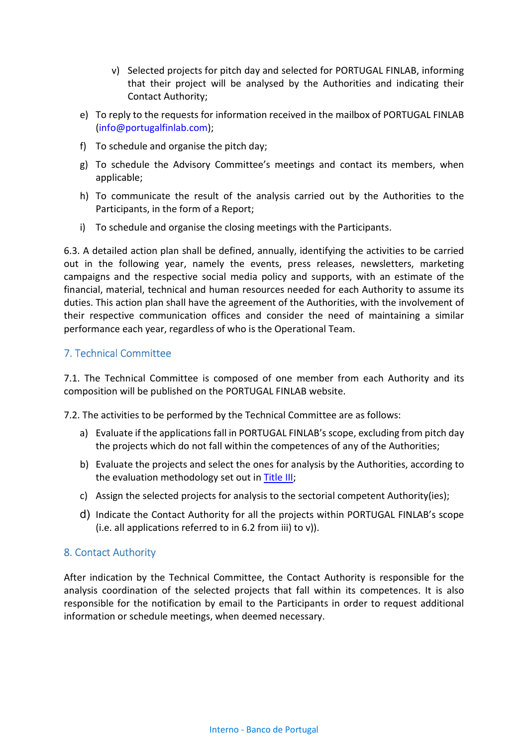v) Selected projects for pitch day and selected for PORTUGAL FINLAB, informing that their project will be analysed by the Authorities and indicating their Contact Authority;

e) To reply to the requests for information received in the mailbox of PORTUGAL FINLAB (info@portugalfinlab.com);

f) To schedule and organise the pitch day;

g) To schedule the Advisory Committee's meetings and contact its members, when applicable;

h) To communicate the result of the analysis carried out by the Authorities to the Participants, in the form of a Report;

i) To schedule and organise the closing meetings with the Participants.

6.3. A detailed action plan shall be defined, annually, identifying the activities to be carried out in the following year, namely the events, press releases, newsletters, marketing campaigns and the respective social media policy and supports, with an estimate of the financial, material, technical and human resources needed for each Authority to assume its duties. This action plan shall have the agreement of the Authorities, with the involvement of their respective communication offices and consider the need of maintaining a similar performance each year, regardless of who is the Operational Team.

## 7. Technical Committee

7.1. The Technical Committee is composed of one member from each Authority and its composition will be published on the PORTUGAL FINLAB website.

7.2. The activities to be performed by the Technical Committee are as follows:

a) Evaluate if the applications fall in PORTUGAL FINLAB's scope, excluding from pitch day the projects which do not fall within the competences of any of the Authorities;

b) Evaluate the projects and select the ones for analysis by the Authorities, according to the evaluation methodology set out in Title III;

c) Assign the selected projects for analysis to the sectorial competent Authority(ies);

d) Indicate the Contact Authority for all the projects within PORTUGAL FINLAB's scope (i.e. all applications referred to in 6.2 from iii) to v)).

## 8. Contact Authority

After indication by the Technical Committee, the Contact Authority is responsible for the analysis coordination of the selected projects that fall within its competences. It is also responsible for the notification by email to the Participants in order to request additional information or schedule meetings, when deemed necessary.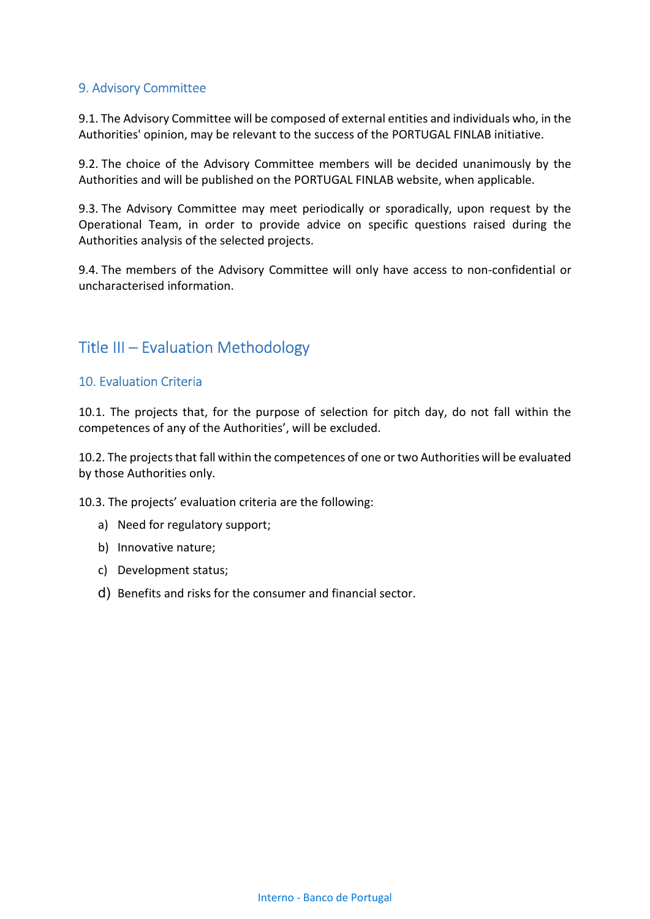### 9. Advisory Committee

9.1. The Advisory Committee will be composed of external entities and individuals who, in the Authorities' opinion, may be relevant to the success of the PORTUGAL FINLAB initiative.

9.2. The choice of the Advisory Committee members will be decided unanimously by the Authorities and will be published on the PORTUGAL FINLAB website, when applicable.

9.3. The Advisory Committee may meet periodically or sporadically, upon request by the Operational Team, in order to provide advice on specific questions raised during the Authorities analysis of the selected projects.

9.4. The members of the Advisory Committee will only have access to non-confidential or uncharacterised information.

## Title III – Evaluation Methodology

### 10. Evaluation Criteria

10.1. The projects that, for the purpose of selection for pitch day, do not fall within the competences of any of the Authorities', will be excluded.

10.2. The projects that fall within the competences of one or two Authorities will be evaluated by those Authorities only.

10.3. The projects' evaluation criteria are the following:

a) Need for regulatory support;

b) Innovative nature;

c) Development status;

d) Benefits and risks for the consumer and financial sector.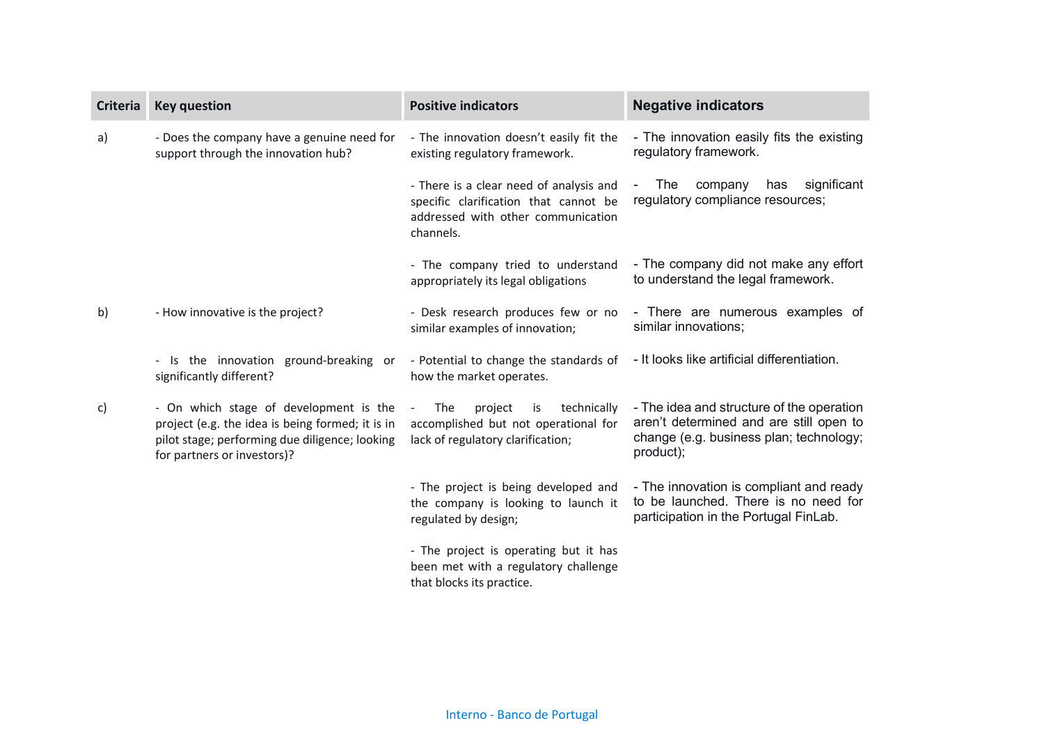| Criteria | Key question | Positive indicators | Negative indicators |
|---|---|---|---|
| a) | - Does the company have a genuine need for support through the innovation hub? | - The innovation doesn't easily fit the existing regulatory framework. | - The innovation easily fits the existing regulatory framework. |
| | | - There is a clear need of analysis and specific clarification that cannot be addressed with other communication channels. | - The company has significant regulatory compliance resources; |
| | | - The company tried to understand appropriately its legal obligations | - The company did not make any effort to understand the legal framework. |
| b) | - How innovative is the project? | - Desk research produces few or no similar examples of innovation; | - There are numerous examples of similar innovations; |
| | - Is the innovation ground-breaking or significantly different? | - Potential to change the standards of how the market operates. | - It looks like artificial differentiation. |
| c) | - On which stage of development is the project (e.g. the idea is being formed; it is in pilot stage; performing due diligence; looking for partners or investors)? | - The project is technically accomplished but not operational for lack of regulatory clarification; | - The idea and structure of the operation aren't determined and are still open to change (e.g. business plan; technology; product); |
| | | - The project is being developed and the company is looking to launch it regulated by design; | - The innovation is compliant and ready to be launched. There is no need for participation in the Portugal FinLab. |
| | | - The project is operating but it has been met with a regulatory challenge that blocks its practice. | |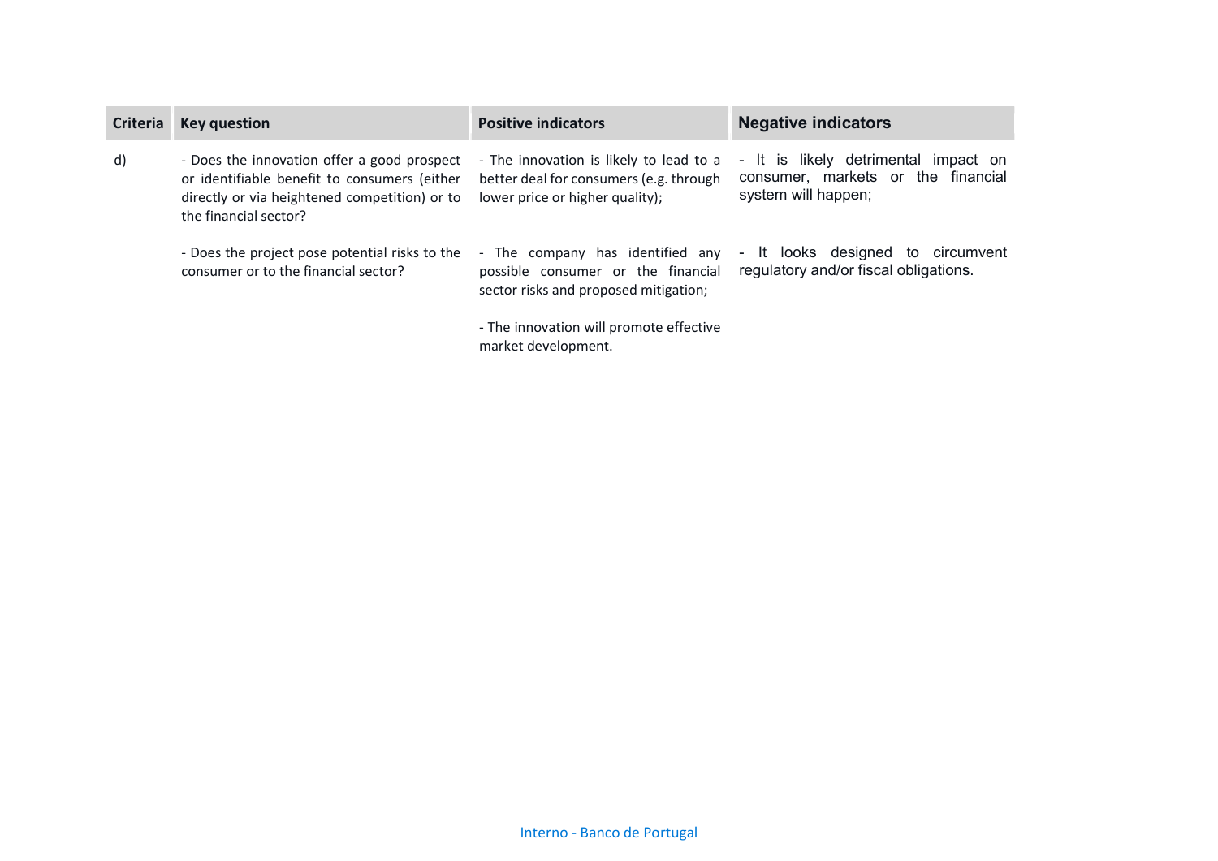| Criteria | Key question | Positive indicators | Negative indicators |
|---|---|---|---|
| d) | - Does the innovation offer a good prospect or identifiable benefit to consumers (either directly or via heightened competition) or to the financial sector?<br><br>- Does the project pose potential risks to the consumer or to the financial sector? | - The innovation is likely to lead to a better deal for consumers (e.g. through lower price or higher quality);<br><br>- The company has identified any possible consumer or the financial sector risks and proposed mitigation;<br><br>- The innovation will promote effective market development. | - It is likely detrimental impact on consumer, markets or the financial system will happen;<br><br>- It looks designed to circumvent regulatory and/or fiscal obligations. |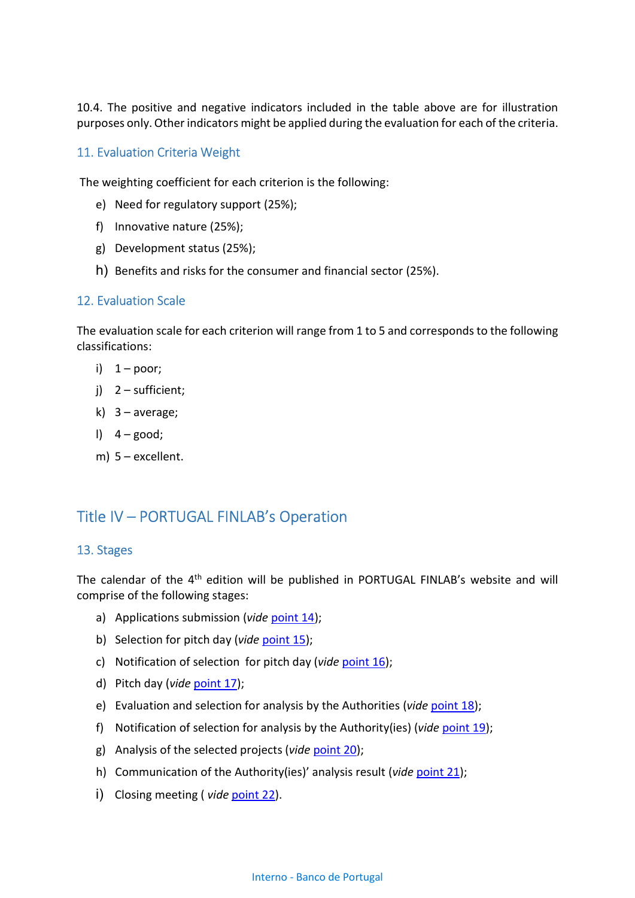10.4. The positive and negative indicators included in the table above are for illustration purposes only. Other indicators might be applied during the evaluation for each of the criteria.

## 11. Evaluation Criteria Weight

The weighting coefficient for each criterion is the following:

e) Need for regulatory support (25%);

f) Innovative nature (25%);

g) Development status (25%);

h) Benefits and risks for the consumer and financial sector (25%).

## 12. Evaluation Scale

The evaluation scale for each criterion will range from 1 to 5 and corresponds to the following classifications:

i) 1 – poor;

j) 2 – sufficient;

k) 3 – average;

l) 4 – good;

m) 5 – excellent.

# Title IV – PORTUGAL FINLAB's Operation

## 13. Stages

The calendar of the 4th edition will be published in PORTUGAL FINLAB's website and will comprise of the following stages:

a) Applications submission (*vide* point 14);

b) Selection for pitch day (*vide* point 15);

c) Notification of selection for pitch day (*vide* point 16);

d) Pitch day (*vide* point 17);

e) Evaluation and selection for analysis by the Authorities (*vide* point 18);

f) Notification of selection for analysis by the Authority(ies) (*vide* point 19);

g) Analysis of the selected projects (*vide* point 20);

h) Communication of the Authority(ies)' analysis result (*vide* point 21);

i) Closing meeting ( *vide* point 22).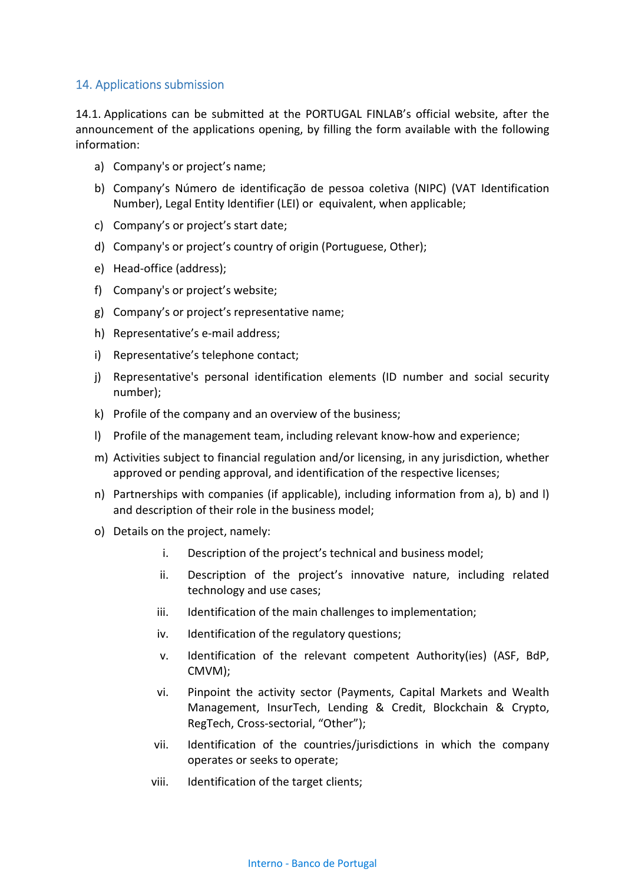## 14. Applications submission

14.1. Applications can be submitted at the PORTUGAL FINLAB's official website, after the announcement of the applications opening, by filling the form available with the following information:

a) Company's or project's name;

b) Company's Número de identificação de pessoa coletiva (NIPC) (VAT Identification Number), Legal Entity Identifier (LEI) or equivalent, when applicable;

c) Company's or project's start date;

d) Company's or project's country of origin (Portuguese, Other);

e) Head-office (address);

f) Company's or project's website;

g) Company's or project's representative name;

h) Representative's e-mail address;

i) Representative's telephone contact;

j) Representative's personal identification elements (ID number and social security number);

k) Profile of the company and an overview of the business;

l) Profile of the management team, including relevant know-how and experience;

m) Activities subject to financial regulation and/or licensing, in any jurisdiction, whether approved or pending approval, and identification of the respective licenses;

n) Partnerships with companies (if applicable), including information from a), b) and l) and description of their role in the business model;

o) Details on the project, namely:

   i. Description of the project's technical and business model;

   ii. Description of the project's innovative nature, including related technology and use cases;

   iii. Identification of the main challenges to implementation;

   iv. Identification of the regulatory questions;

   v. Identification of the relevant competent Authority(ies) (ASF, BdP, CMVM);

   vi. Pinpoint the activity sector (Payments, Capital Markets and Wealth Management, InsurTech, Lending & Credit, Blockchain & Crypto, RegTech, Cross-sectorial, "Other");

   vii. Identification of the countries/jurisdictions in which the company operates or seeks to operate;

   viii. Identification of the target clients;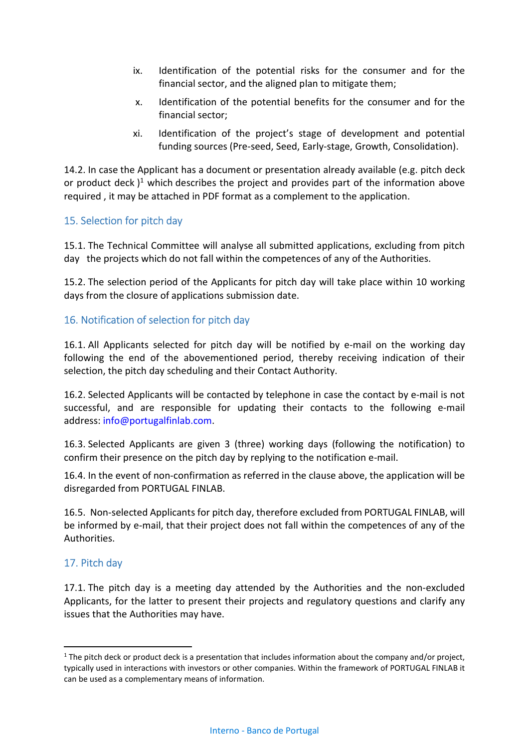ix. Identification of the potential risks for the consumer and for the financial sector, and the aligned plan to mitigate them;

x. Identification of the potential benefits for the consumer and for the financial sector;

xi. Identification of the project's stage of development and potential funding sources (Pre-seed, Seed, Early-stage, Growth, Consolidation).

14.2. In case the Applicant has a document or presentation already available (e.g. pitch deck or product deck )[1] which describes the project and provides part of the information above required , it may be attached in PDF format as a complement to the application.

## 15. Selection for pitch day

15.1. The Technical Committee will analyse all submitted applications, excluding from pitch day the projects which do not fall within the competences of any of the Authorities.

15.2. The selection period of the Applicants for pitch day will take place within 10 working days from the closure of applications submission date.

## 16. Notification of selection for pitch day

16.1. All Applicants selected for pitch day will be notified by e-mail on the working day following the end of the abovementioned period, thereby receiving indication of their selection, the pitch day scheduling and their Contact Authority.

16.2. Selected Applicants will be contacted by telephone in case the contact by e-mail is not successful, and are responsible for updating their contacts to the following e-mail address: info@portugalfinlab.com.

16.3. Selected Applicants are given 3 (three) working days (following the notification) to confirm their presence on the pitch day by replying to the notification e-mail.

16.4. In the event of non-confirmation as referred in the clause above, the application will be disregarded from PORTUGAL FINLAB.

16.5. Non-selected Applicants for pitch day, therefore excluded from PORTUGAL FINLAB, will be informed by e-mail, that their project does not fall within the competences of any of the Authorities.

## 17. Pitch day

17.1. The pitch day is a meeting day attended by the Authorities and the non-excluded Applicants, for the latter to present their projects and regulatory questions and clarify any issues that the Authorities may have.

[1] The pitch deck or product deck is a presentation that includes information about the company and/or project, typically used in interactions with investors or other companies. Within the framework of PORTUGAL FINLAB it can be used as a complementary means of information.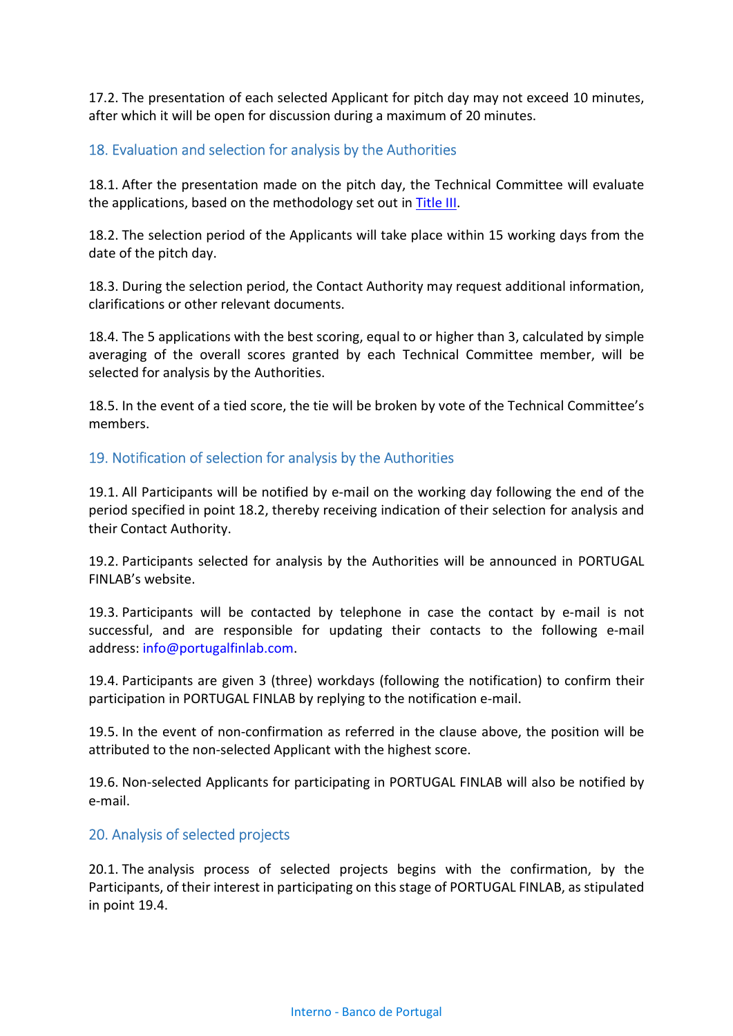17.2. The presentation of each selected Applicant for pitch day may not exceed 10 minutes, after which it will be open for discussion during a maximum of 20 minutes.

## 18. Evaluation and selection for analysis by the Authorities

18.1. After the presentation made on the pitch day, the Technical Committee will evaluate the applications, based on the methodology set out in Title III.

18.2. The selection period of the Applicants will take place within 15 working days from the date of the pitch day.

18.3. During the selection period, the Contact Authority may request additional information, clarifications or other relevant documents.

18.4. The 5 applications with the best scoring, equal to or higher than 3, calculated by simple averaging of the overall scores granted by each Technical Committee member, will be selected for analysis by the Authorities.

18.5. In the event of a tied score, the tie will be broken by vote of the Technical Committee's members.

## 19. Notification of selection for analysis by the Authorities

19.1. All Participants will be notified by e-mail on the working day following the end of the period specified in point 18.2, thereby receiving indication of their selection for analysis and their Contact Authority.

19.2. Participants selected for analysis by the Authorities will be announced in PORTUGAL FINLAB's website.

19.3. Participants will be contacted by telephone in case the contact by e-mail is not successful, and are responsible for updating their contacts to the following e-mail address: info@portugalfinlab.com.

19.4. Participants are given 3 (three) workdays (following the notification) to confirm their participation in PORTUGAL FINLAB by replying to the notification e-mail.

19.5. In the event of non-confirmation as referred in the clause above, the position will be attributed to the non-selected Applicant with the highest score.

19.6. Non-selected Applicants for participating in PORTUGAL FINLAB will also be notified by e-mail.

## 20. Analysis of selected projects

20.1. The analysis process of selected projects begins with the confirmation, by the Participants, of their interest in participating on this stage of PORTUGAL FINLAB, as stipulated in point 19.4.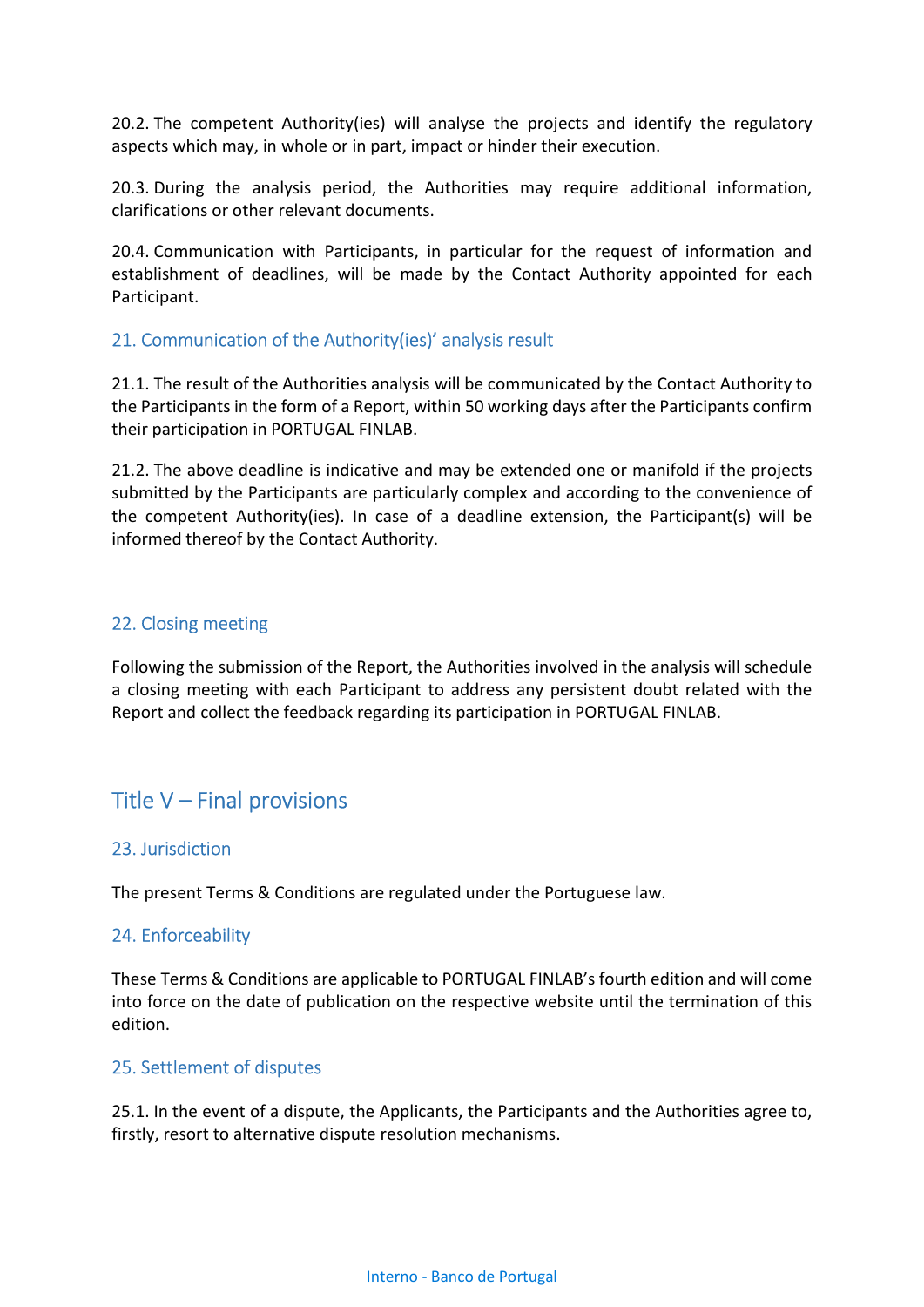20.2. The competent Authority(ies) will analyse the projects and identify the regulatory aspects which may, in whole or in part, impact or hinder their execution.

20.3. During the analysis period, the Authorities may require additional information, clarifications or other relevant documents.

20.4. Communication with Participants, in particular for the request of information and establishment of deadlines, will be made by the Contact Authority appointed for each Participant.

### 21. Communication of the Authority(ies)' analysis result

21.1. The result of the Authorities analysis will be communicated by the Contact Authority to the Participants in the form of a Report, within 50 working days after the Participants confirm their participation in PORTUGAL FINLAB.

21.2. The above deadline is indicative and may be extended one or manifold if the projects submitted by the Participants are particularly complex and according to the convenience of the competent Authority(ies). In case of a deadline extension, the Participant(s) will be informed thereof by the Contact Authority.

### 22. Closing meeting

Following the submission of the Report, the Authorities involved in the analysis will schedule a closing meeting with each Participant to address any persistent doubt related with the Report and collect the feedback regarding its participation in PORTUGAL FINLAB.

## Title V – Final provisions

### 23. Jurisdiction

The present Terms & Conditions are regulated under the Portuguese law.

### 24. Enforceability

These Terms & Conditions are applicable to PORTUGAL FINLAB's fourth edition and will come into force on the date of publication on the respective website until the termination of this edition.

### 25. Settlement of disputes

25.1. In the event of a dispute, the Applicants, the Participants and the Authorities agree to, firstly, resort to alternative dispute resolution mechanisms.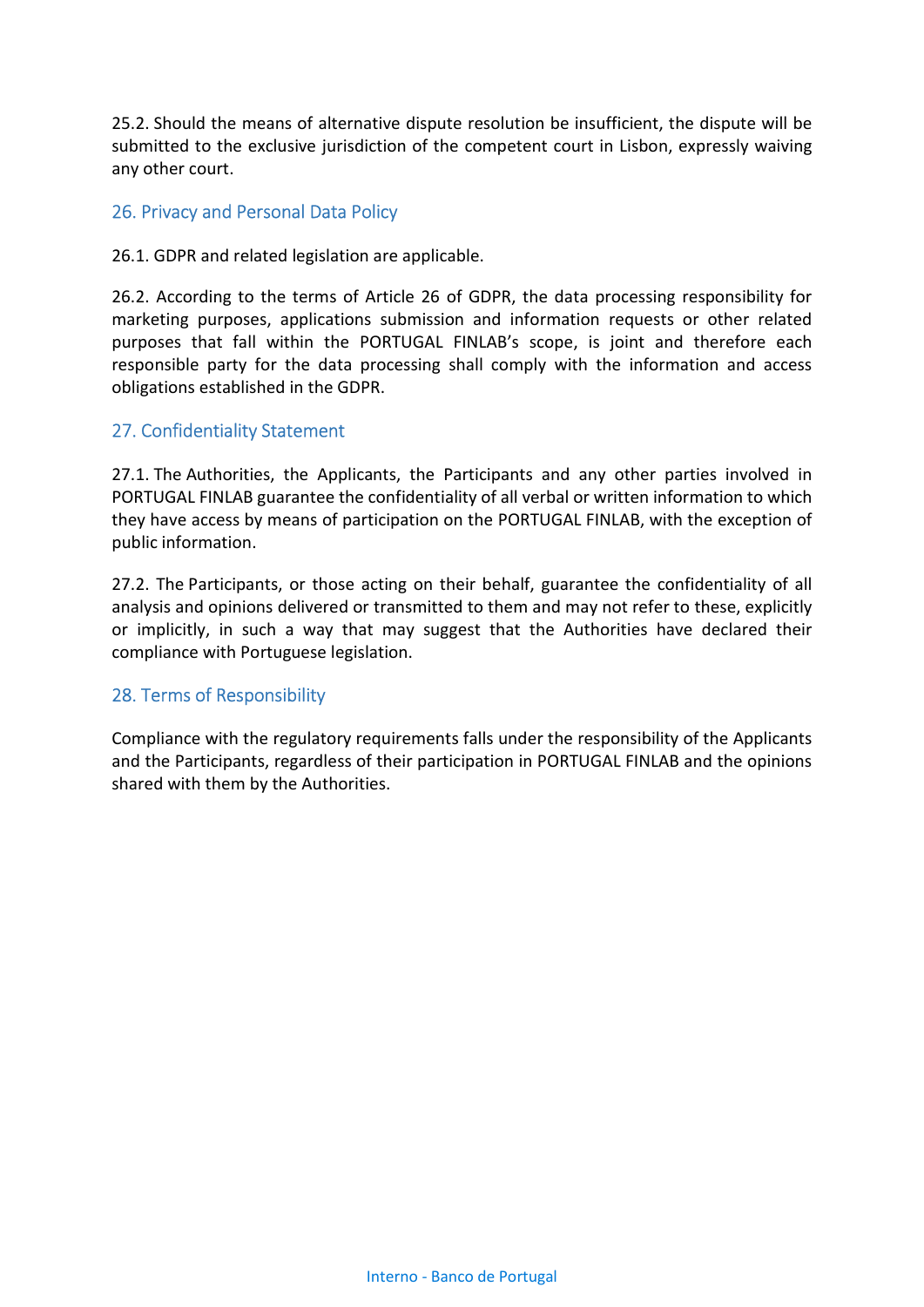25.2. Should the means of alternative dispute resolution be insufficient, the dispute will be submitted to the exclusive jurisdiction of the competent court in Lisbon, expressly waiving any other court.

## 26. Privacy and Personal Data Policy

26.1. GDPR and related legislation are applicable.

26.2. According to the terms of Article 26 of GDPR, the data processing responsibility for marketing purposes, applications submission and information requests or other related purposes that fall within the PORTUGAL FINLAB's scope, is joint and therefore each responsible party for the data processing shall comply with the information and access obligations established in the GDPR.

## 27. Confidentiality Statement

27.1. The Authorities, the Applicants, the Participants and any other parties involved in PORTUGAL FINLAB guarantee the confidentiality of all verbal or written information to which they have access by means of participation on the PORTUGAL FINLAB, with the exception of public information.

27.2. The Participants, or those acting on their behalf, guarantee the confidentiality of all analysis and opinions delivered or transmitted to them and may not refer to these, explicitly or implicitly, in such a way that may suggest that the Authorities have declared their compliance with Portuguese legislation.

## 28. Terms of Responsibility

Compliance with the regulatory requirements falls under the responsibility of the Applicants and the Participants, regardless of their participation in PORTUGAL FINLAB and the opinions shared with them by the Authorities.